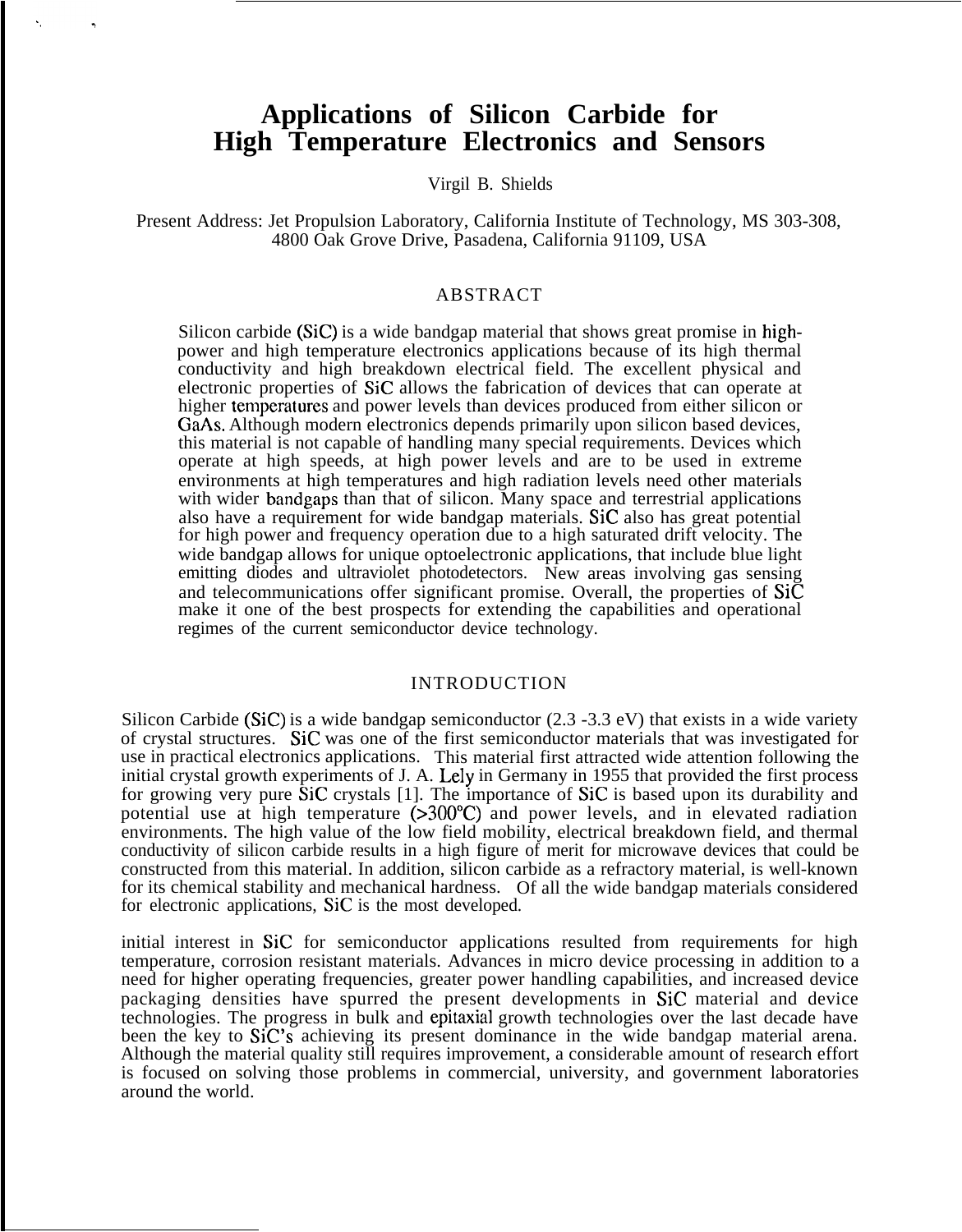# Applications of Silicon Carbide for High Temperature Electronics and Sensors

Virgil B. Shields

Present Address: Jet Propulsion Laboratory, California Institute of Technology, MS 303-308, 4800 Oak Grove Drive, Pasadena, California 91109, USA

## ABSTRACT

Silicon carbide (SiC) is a wide bandgap material that shows great promise in high-power and high temperature electronics applications because of its high thermal conductivity and high breakdown electrical field. The excellent physical and electronic properties of SiC allows the fabrication of devices that can operate at higher temperatures and power levels than devices produced from either silicon or GaAs. Although modern electronics depends primarily upon silicon based devices, this material is not capable of handling many special requirements. Devices which operate at high speeds, at high power levels and are to be used in extreme environments at high temperatures and high radiation levels need other materials with wider bandgaps than that of silicon. Many space and terrestrial applications also have a requirement for wide bandgap materials. SiC also has great potential for high power and frequency operation due to a high saturated drift velocity. The wide bandgap allows for unique optoelectronic applications, that include blue light emitting diodes and ultraviolet photodetectors. New areas involving gas sensing and telecommunications offer significant promise. Overall, the properties of SiC make it one of the best prospects for extending the capabilities and operational regimes of the current semiconductor device technology.

## INTRODUCTION

Silicon Carbide (SiC) is a wide bandgap semiconductor (2.3 -3.3 eV) that exists in a wide variety of crystal structures. SiC was one of the first semiconductor materials that was investigated for use in practical electronics applications. This material first attracted wide attention following the initial crystal growth experiments of J. A. Lely in Germany in 1955 that provided the first process for growing very pure SiC crystals [1]. The importance of SiC is based upon its durability and potential use at high temperature (>300°C) and power levels, and in elevated radiation environments. The high value of the low field mobility, electrical breakdown field, and thermal conductivity of silicon carbide results in a high figure of merit for microwave devices that could be constructed from this material. In addition, silicon carbide as a refractory material, is well-known for its chemical stability and mechanical hardness. Of all the wide bandgap materials considered for electronic applications, SiC is the most developed.

initial interest in SiC for semiconductor applications resulted from requirements for high temperature, corrosion resistant materials. Advances in micro device processing in addition to a need for higher operating frequencies, greater power handling capabilities, and increased device packaging densities have spurred the present developments in SiC material and device technologies. The progress in bulk and epitaxial growth technologies over the last decade have been the key to SiC's achieving its present dominance in the wide bandgap material arena. Although the material quality still requires improvement, a considerable amount of research effort is focused on solving those problems in commercial, university, and government laboratories around the world.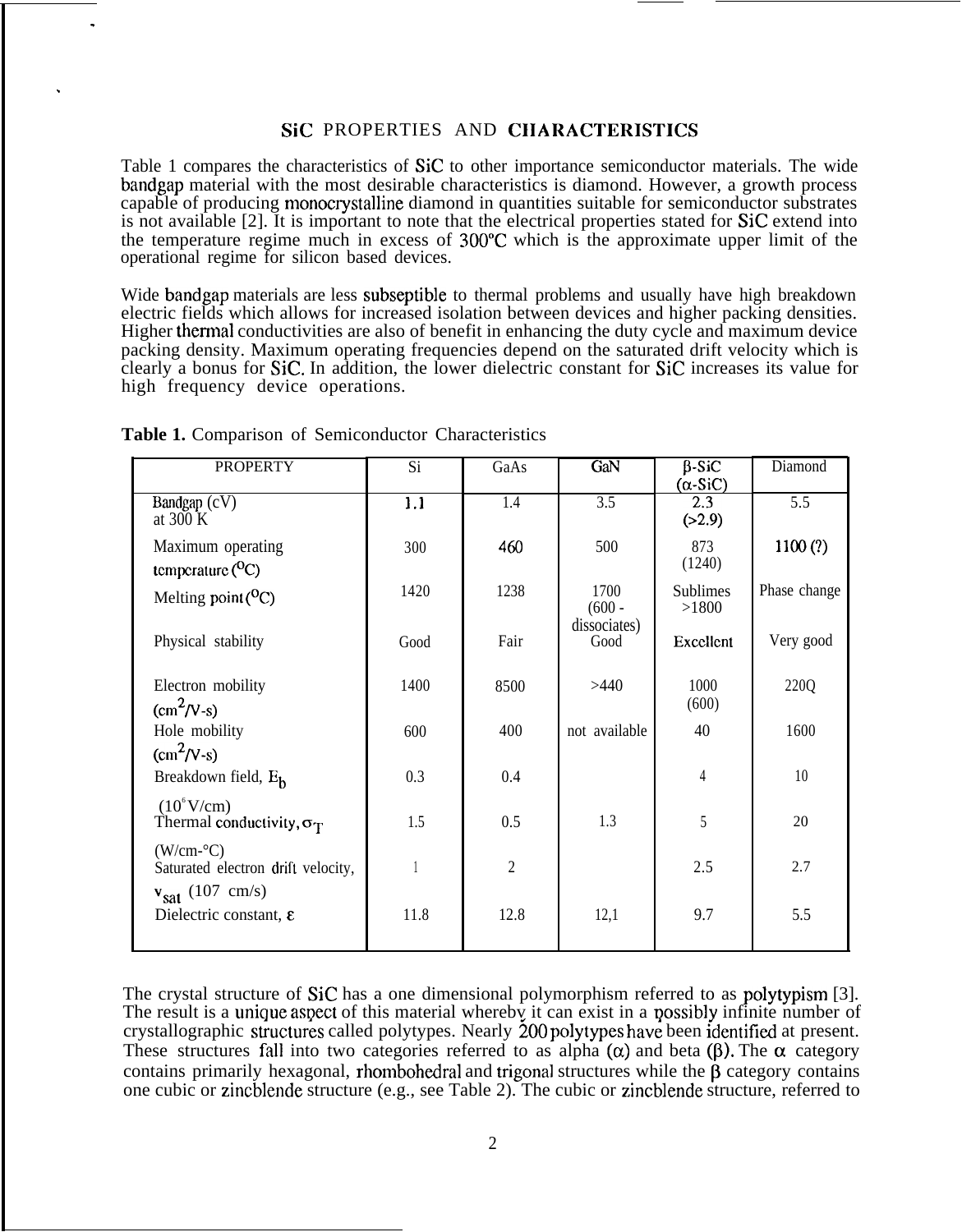## SiC PROPERTIES AND CHARACTERISTICS

Table 1 compares the characteristics of SiC to other importance semiconductor materials. The wide bandgap material with the most desirable characteristics is diamond. However, a growth process capable of producing monocrystalline diamond in quantities suitable for semiconductor substrates is not available [2]. It is important to note that the electrical properties stated for SiC extend into the temperature regime much in excess of 300°C which is the approximate upper limit of the operational regime for silicon based devices.

Wide bandgap materials are less subseptible to thermal problems and usually have high breakdown electric fields which allows for increased isolation between devices and higher packing densities. Higher thermal conductivities are also of benefit in enhancing the duty cycle and maximum device packing density. Maximum operating frequencies depend on the saturated drift velocity which is clearly a bonus for SiC. In addition, the lower dielectric constant for SiC increases its value for high frequency device operations.

**Table 1.** Comparison of Semiconductor Characteristics

| PROPERTY | Si | GaAs | GaN | β-SiC (α-SiC) | Diamond |
|---|---|---|---|---|---|
| Bandgap (cV) at 300 K | 1.1 | 1.4 | 3.5 | 2.3 (>2.9) | 5.5 |
| Maximum operating temperature (°C) | 300 | 460 | 500 | 873 (1240) | 1100 (?) |
| Melting point (°C) | 1420 | 1238 | 1700 (600 - dissociates) | Sublimes >1800 | Phase change |
| Physical stability | Good | Fair | Good | Excellent | Very good |
| Electron mobility ($cm^2$/V-s) | 1400 | 8500 | >440 | 1000 (600) | 220Q |
| Hole mobility ($cm^2$/V-s) | 600 | 400 | not available | 40 | 1600 |
| Breakdown field, $E_b$ ($10^6$ V/cm) | 0.3 | 0.4 | | 4 | 10 |
| Thermal conductivity, $\sigma_T$ (W/cm-°C) | 1.5 | 0.5 | 1.3 | 5 | 20 |
| Saturated electron drift velocity, $v_{sat}$ (107 cm/s) | 1 | 2 | | 2.5 | 2.7 |
| Dielectric constant, ε | 11.8 | 12.8 | 12,1 | 9.7 | 5.5 |

The crystal structure of SiC has a one dimensional polymorphism referred to as polytypism [3]. The result is a unique aspect of this material whereby it can exist in a possibly infinite number of crystallographic structures called polytypes. Nearly 200 polytypes have been identified at present. These structures fall into two categories referred to as alpha (α) and beta (β). The α category contains primarily hexagonal, rhombohedral and trigonal structures while the β category contains one cubic or zincblende structure (e.g., see Table 2). The cubic or zincblende structure, referred to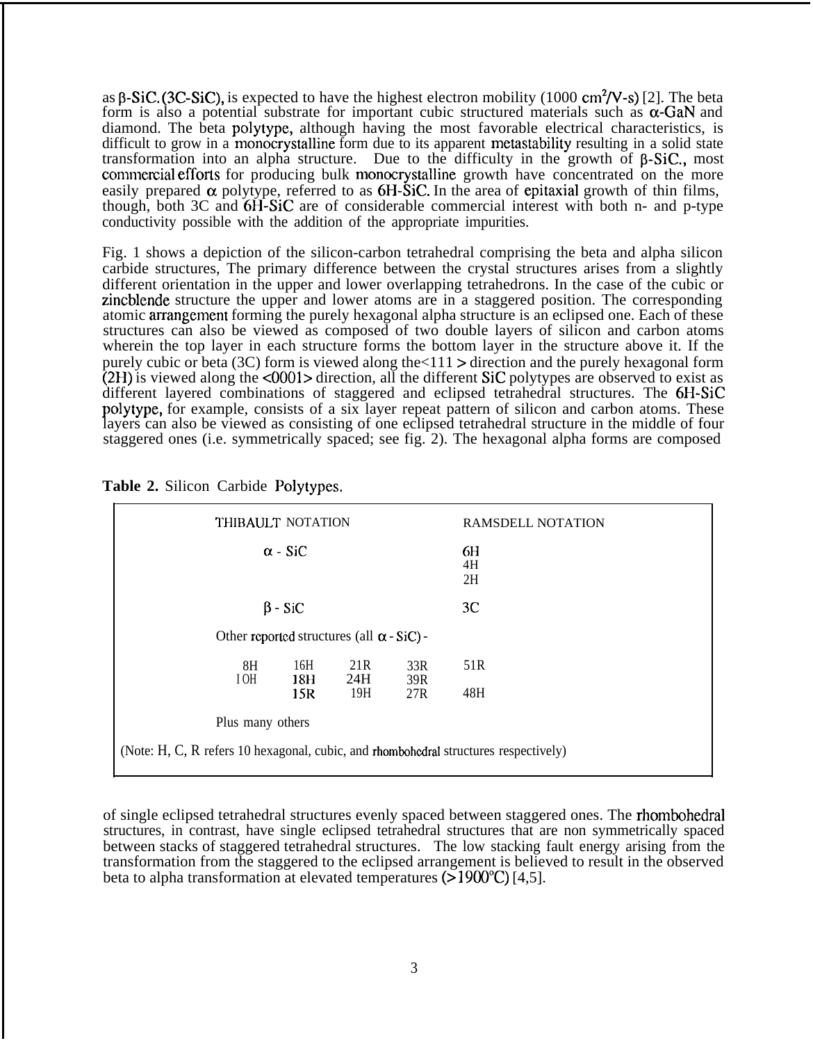as β-SiC (3C-SiC), is expected to have the highest electron mobility (1000 $cm^2/V\text{-}s$) [2]. The beta form is also a potential substrate for important cubic structured materials such as α-GaN and diamond. The beta polytype, although having the most favorable electrical characteristics, is difficult to grow in a monocrystalline form due to its apparent metastability resulting in a solid state transformation into an alpha structure. Due to the difficulty in the growth of β-SiC., most commercial efforts for producing bulk monocrystalline growth have concentrated on the more easily prepared α polytype, referred to as 6H-SiC. In the area of epitaxial growth of thin films, though, both 3C and 6H-SiC are of considerable commercial interest with both n- and p-type conductivity possible with the addition of the appropriate impurities.

Fig. 1 shows a depiction of the silicon-carbon tetrahedral comprising the beta and alpha silicon carbide structures, The primary difference between the crystal structures arises from a slightly different orientation in the upper and lower overlapping tetrahedrons. In the case of the cubic or zincblende structure the upper and lower atoms are in a staggered position. The corresponding atomic arrangement forming the purely hexagonal alpha structure is an eclipsed one. Each of these structures can also be viewed as composed of two double layers of silicon and carbon atoms wherein the top layer in each structure forms the bottom layer in the structure above it. If the purely cubic or beta (3C) form is viewed along the <111> direction and the purely hexagonal form (2H) is viewed along the <0001> direction, all the different SiC polytypes are observed to exist as different layered combinations of staggered and eclipsed tetrahedral structures. The 6H-SiC polytype, for example, consists of a six layer repeat pattern of silicon and carbon atoms. These layers can also be viewed as consisting of one eclipsed tetrahedral structure in the middle of four staggered ones (i.e. symmetrically spaced; see fig. 2). The hexagonal alpha forms are composed of single eclipsed tetrahedral structures evenly spaced between staggered ones. The rhombohedral structures, in contrast, have single eclipsed tetrahedral structures that are non symmetrically spaced between stacks of staggered tetrahedral structures. The low stacking fault energy arising from the transformation from the staggered to the eclipsed arrangement is believed to result in the observed beta to alpha transformation at elevated temperatures (>1900°C) [4,5].

**Table 2.** Silicon Carbide Polytypes.

| THIBAULT NOTATION | | | | RAMSDELL NOTATION |
|---|---|---|---|---|
| α - SiC | | | | 6H |
| | | | | 4H |
| | | | | 2H |
| β - SiC | | | | 3C |
| Other reported structures (all α - SiC) - | | | | |
| 8H | 16H | 21R | 33R | 51R |
| 10H | 18H | 24H | 39R | |
| | 15R | 19H | 27R | 48H |
| Plus many others | | | | |

(Note: H, C, R refers 10 hexagonal, cubic, and rhombohedral structures respectively)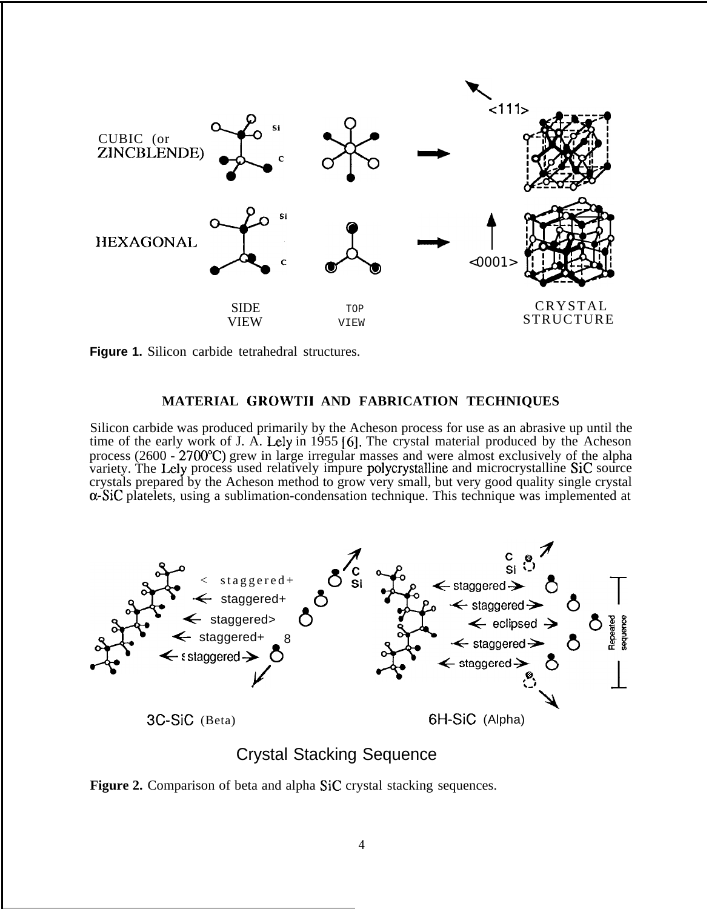Figure 1. Silicon carbide tetrahedral structures.

## MATERIAL GROWTH AND FABRICATION TECHNIQUES

Silicon carbide was produced primarily by the Acheson process for use as an abrasive up until the time of the early work of J. A. Lely in 1955 [6]. The crystal material produced by the Acheson process (2600 - 2700°C) grew in large irregular masses and were almost exclusively of the alpha variety. The Lely process used relatively impure polycrystalline and microcrystalline SiC source crystals prepared by the Acheson method to grow very small, but very good quality single crystal α-SiC platelets, using a sublimation-condensation technique. This technique was implemented at

**Figure 2.** Comparison of beta and alpha SiC crystal stacking sequences.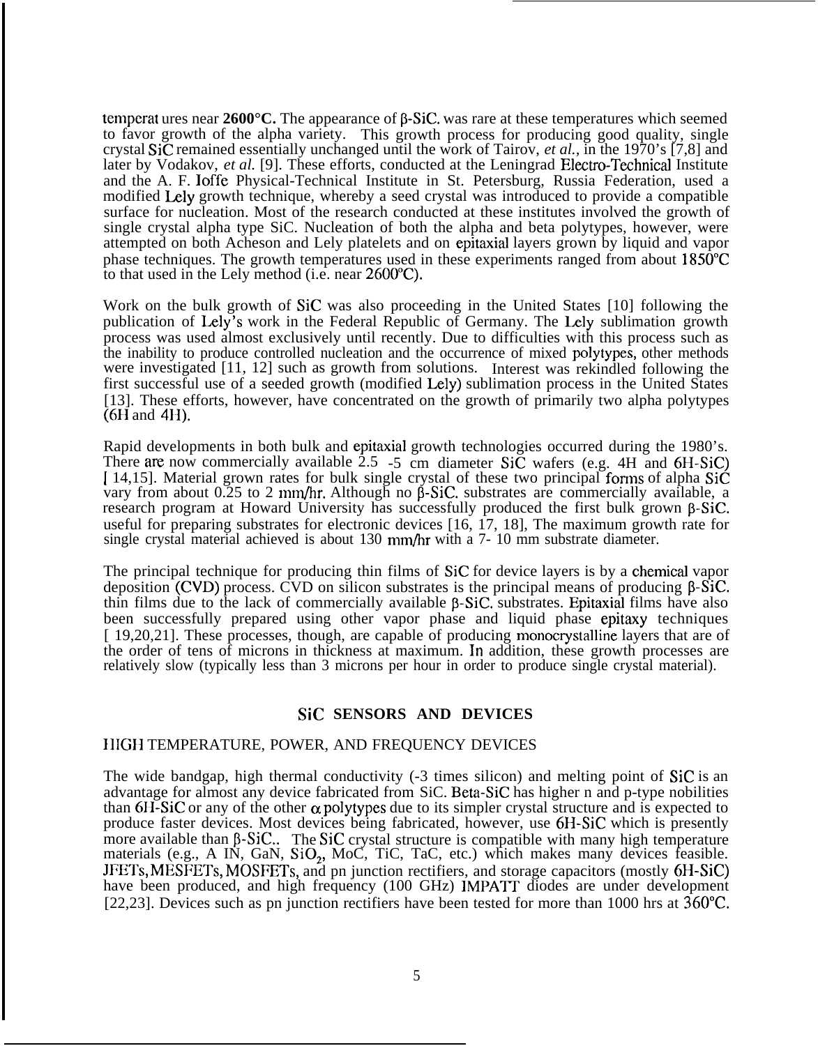temperatures near **2600°C.** The appearance of β-SiC was rare at these temperatures which seemed to favor growth of the alpha variety. This growth process for producing good quality, single crystal SiC remained essentially unchanged until the work of Tairov, *et al.*, in the 1970's [7,8] and later by Vodakov, *et al.* [9]. These efforts, conducted at the Leningrad Electro-Technical Institute and the A. F. Ioffe Physical-Technical Institute in St. Petersburg, Russia Federation, used a modified Lely growth technique, whereby a seed crystal was introduced to provide a compatible surface for nucleation. Most of the research conducted at these institutes involved the growth of single crystal alpha type SiC. Nucleation of both the alpha and beta polytypes, however, were attempted on both Acheson and Lely platelets and on epitaxial layers grown by liquid and vapor phase techniques. The growth temperatures used in these experiments ranged from about 1850°C to that used in the Lely method (i.e. near 2600°C).

Work on the bulk growth of SiC was also proceeding in the United States [10] following the publication of Lely's work in the Federal Republic of Germany. The Lely sublimation growth process was used almost exclusively until recently. Due to difficulties with this process such as the inability to produce controlled nucleation and the occurrence of mixed polytypes, other methods were investigated [11, 12] such as growth from solutions. Interest was rekindled following the first successful use of a seeded growth (modified Lely) sublimation process in the United States [13]. These efforts, however, have concentrated on the growth of primarily two alpha polytypes (6H and 4H).

Rapid developments in both bulk and epitaxial growth technologies occurred during the 1980's. There are now commercially available 2.5 -5 cm diameter SiC wafers (e.g. 4H and 6H-SiC) [14,15]. Material grown rates for bulk single crystal of these two principal forms of alpha SiC vary from about 0.25 to 2 mm/hr. Although no β-SiC substrates are commercially available, a research program at Howard University has successfully produced the first bulk grown β-SiC useful for preparing substrates for electronic devices [16, 17, 18], The maximum growth rate for single crystal material achieved is about 130 mm/hr with a 7- 10 mm substrate diameter.

The principal technique for producing thin films of SiC for device layers is by a chemical vapor deposition (CVD) process. CVD on silicon substrates is the principal means of producing β-SiC thin films due to the lack of commercially available β-SiC substrates. Epitaxial films have also been successfully prepared using other vapor phase and liquid phase epitaxy techniques [19,20,21]. These processes, though, are capable of producing monocrystalline layers that are of the order of tens of microns in thickness at maximum. In addition, these growth processes are relatively slow (typically less than 3 microns per hour in order to produce single crystal material).

## SiC SENSORS AND DEVICES

### HIGH TEMPERATURE, POWER, AND FREQUENCY DEVICES

The wide bandgap, high thermal conductivity (-3 times silicon) and melting point of SiC is an advantage for almost any device fabricated from SiC. Beta-SiC has higher n and p-type nobilities than 6H-SiC or any of the other α polytypes due to its simpler crystal structure and is expected to produce faster devices. Most devices being fabricated, however, use 6H-SiC which is presently more available than β-SiC.. The SiC crystal structure is compatible with many high temperature materials (e.g., A IN, GaN, $SiO_2$, MoC, TiC, TaC, etc.) which makes many devices feasible. JFETs, MESFETs, MOSFETs, and pn junction rectifiers, and storage capacitors (mostly 6H-SiC) have been produced, and high frequency (100 GHz) IMPATT diodes are under development [22,23]. Devices such as pn junction rectifiers have been tested for more than 1000 hrs at 360°C.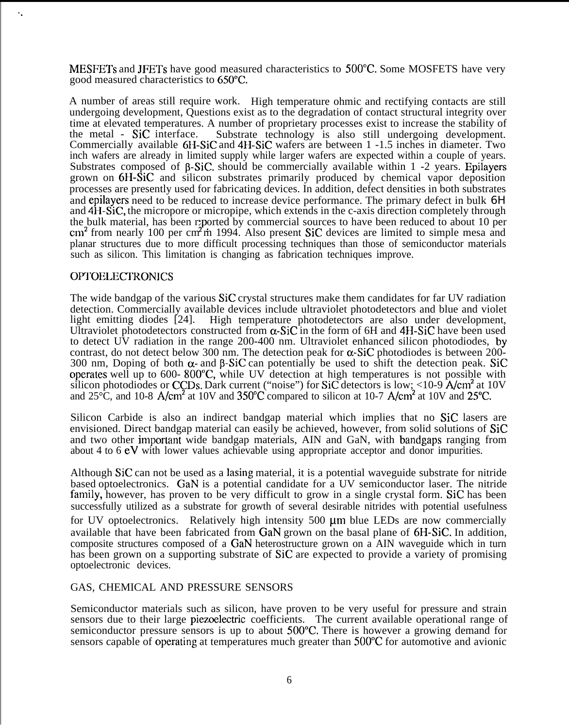MESFETs and JFETs have good measured characteristics to 500°C. Some MOSFETS have very good measured characteristics to 650°C.

A number of areas still require work. High temperature ohmic and rectifying contacts are still undergoing development, Questions exist as to the degradation of contact structural integrity over time at elevated temperatures. A number of proprietary processes exist to increase the stability of the metal - SiC interface. Substrate technology is also still undergoing development. Commercially available 6H-SiC and 4H-SiC wafers are between 1 -1.5 inches in diameter. Two inch wafers are already in limited supply while larger wafers are expected within a couple of years. Substrates composed of β-SiC. should be commercially available within 1 -2 years. Epilayers grown on 6H-SiC and silicon substrates primarily produced by chemical vapor deposition processes are presently used for fabricating devices. In addition, defect densities in both substrates and epilayers need to be reduced to increase device performance. The primary defect in bulk 6H and 4H-SiC, the micropore or micropipe, which extends in the c-axis direction completely through the bulk material, has been reported by commercial sources to have been reduced to about 10 per $cm^2$ from nearly 100 per $cm^2$ in 1994. Also present SiC devices are limited to simple mesa and planar structures due to more difficult processing techniques than those of semiconductor materials such as silicon. This limitation is changing as fabrication techniques improve.

## OPTOELECTRONICS

The wide bandgap of the various SiC crystal structures make them candidates for far UV radiation detection. Commercially available devices include ultraviolet photodetectors and blue and violet light emitting diodes [24]. High temperature photodetectors are also under development, Ultraviolet photodetectors constructed from α-SiC in the form of 6H and 4H-SiC have been used to detect UV radiation in the range 200-400 nm. Ultraviolet enhanced silicon photodiodes, by contrast, do not detect below 300 nm. The detection peak for α-SiC photodiodes is between 200-300 nm, Doping of both α- and β-SiC can potentially be used to shift the detection peak. SiC operates well up to 600- 800°C, while UV detection at high temperatures is not possible with silicon photodiodes or CCDs. Dark current ("noise") for SiC detectors is low; <10-9 $A/cm^2$ at 10V and 25°C, and 10-8 $A/cm^2$ at 10V and 350°C compared to silicon at 10-7 $A/cm^2$ at 10V and 25°C.

Silicon Carbide is also an indirect bandgap material which implies that no SiC lasers are envisioned. Direct bandgap material can easily be achieved, however, from solid solutions of SiC and two other important wide bandgap materials, AIN and GaN, with bandgaps ranging from about 4 to 6 eV with lower values achievable using appropriate acceptor and donor impurities.

Although SiC can not be used as a lasing material, it is a potential waveguide substrate for nitride based optoelectronics. GaN is a potential candidate for a UV semiconductor laser. The nitride family, however, has proven to be very difficult to grow in a single crystal form. SiC has been successfully utilized as a substrate for growth of several desirable nitrides with potential usefulness for UV optoelectronics. Relatively high intensity 500 μm blue LEDs are now commercially available that have been fabricated from GaN grown on the basal plane of 6H-SiC. In addition, composite structures composed of a GaN heterostructure grown on a AIN waveguide which in turn has been grown on a supporting substrate of SiC are expected to provide a variety of promising optoelectronic devices.

## GAS, CHEMICAL AND PRESSURE SENSORS

Semiconductor materials such as silicon, have proven to be very useful for pressure and strain sensors due to their large piezoelectric coefficients. The current available operational range of semiconductor pressure sensors is up to about 500°C. There is however a growing demand for sensors capable of operating at temperatures much greater than 500°C for automotive and avionic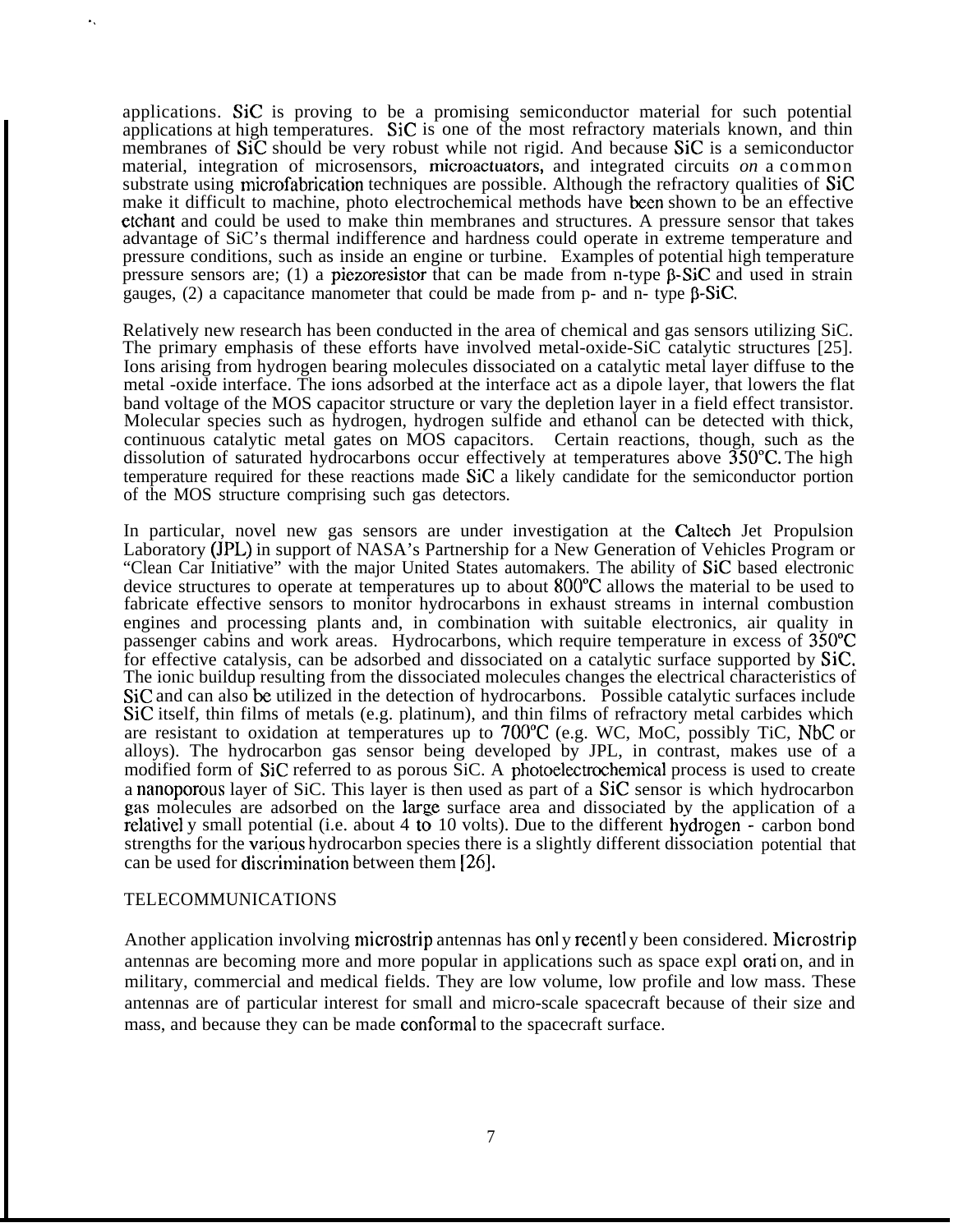applications. SiC is proving to be a promising semiconductor material for such potential applications at high temperatures. SiC is one of the most refractory materials known, and thin membranes of SiC should be very robust while not rigid. And because SiC is a semiconductor material, integration of microsensors, microactuators, and integrated circuits *on* a common substrate using microfabrication techniques are possible. Although the refractory qualities of SiC make it difficult to machine, photo electrochemical methods have been shown to be an effective etchant and could be used to make thin membranes and structures. A pressure sensor that takes advantage of SiC's thermal indifference and hardness could operate in extreme temperature and pressure conditions, such as inside an engine or turbine. Examples of potential high temperature pressure sensors are; (1) a piezoresistor that can be made from n-type β-SiC and used in strain gauges, (2) a capacitance manometer that could be made from p- and n- type β-SiC.

Relatively new research has been conducted in the area of chemical and gas sensors utilizing SiC. The primary emphasis of these efforts have involved metal-oxide-SiC catalytic structures [25]. Ions arising from hydrogen bearing molecules dissociated on a catalytic metal layer diffuse to the metal -oxide interface. The ions adsorbed at the interface act as a dipole layer, that lowers the flat band voltage of the MOS capacitor structure or vary the depletion layer in a field effect transistor. Molecular species such as hydrogen, hydrogen sulfide and ethanol can be detected with thick, continuous catalytic metal gates on MOS capacitors. Certain reactions, though, such as the dissolution of saturated hydrocarbons occur effectively at temperatures above 350°C. The high temperature required for these reactions made SiC a likely candidate for the semiconductor portion of the MOS structure comprising such gas detectors.

In particular, novel new gas sensors are under investigation at the Caltech Jet Propulsion Laboratory (JPL) in support of NASA's Partnership for a New Generation of Vehicles Program or "Clean Car Initiative" with the major United States automakers. The ability of SiC based electronic device structures to operate at temperatures up to about 800°C allows the material to be used to fabricate effective sensors to monitor hydrocarbons in exhaust streams in internal combustion engines and processing plants and, in combination with suitable electronics, air quality in passenger cabins and work areas. Hydrocarbons, which require temperature in excess of 350°C for effective catalysis, can be adsorbed and dissociated on a catalytic surface supported by SiC. The ionic buildup resulting from the dissociated molecules changes the electrical characteristics of SiC and can also be utilized in the detection of hydrocarbons. Possible catalytic surfaces include SiC itself, thin films of metals (e.g. platinum), and thin films of refractory metal carbides which are resistant to oxidation at temperatures up to 700°C (e.g. WC, MoC, possibly TiC, NbC or alloys). The hydrocarbon gas sensor being developed by JPL, in contrast, makes use of a modified form of SiC referred to as porous SiC. A photoelectrochemical process is used to create a nanoporous layer of SiC. This layer is then used as part of a SiC sensor is which hydrocarbon gas molecules are adsorbed on the large surface area and dissociated by the application of a relatively small potential (i.e. about 4 to 10 volts). Due to the different hydrogen - carbon bond strengths for the various hydrocarbon species there is a slightly different dissociation potential that can be used for discrimination between them [26].

TELECOMMUNICATIONS

Another application involving microstrip antennas has only recently been considered. Microstrip antennas are becoming more and more popular in applications such as space exploration, and in military, commercial and medical fields. They are low volume, low profile and low mass. These antennas are of particular interest for small and micro-scale spacecraft because of their size and mass, and because they can be made conformal to the spacecraft surface.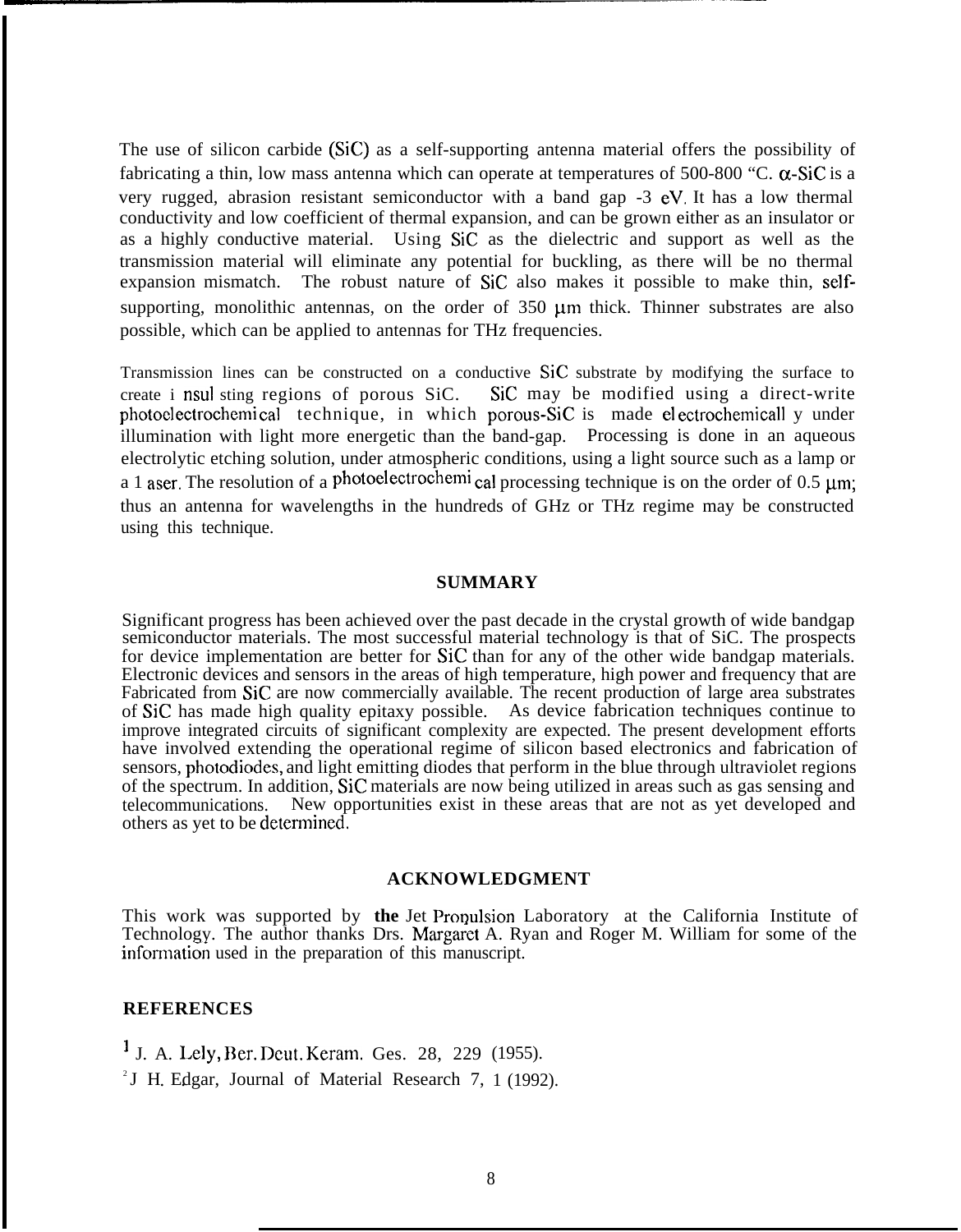The use of silicon carbide (SiC) as a self-supporting antenna material offers the possibility of fabricating a thin, low mass antenna which can operate at temperatures of 500-800 "C. $\alpha$-SiC is a very rugged, abrasion resistant semiconductor with a band gap ~3 eV. It has a low thermal conductivity and low coefficient of thermal expansion, and can be grown either as an insulator or as a highly conductive material. Using SiC as the dielectric and support as well as the transmission material will eliminate any potential for buckling, as there will be no thermal expansion mismatch. The robust nature of SiC also makes it possible to make thin, self-supporting, monolithic antennas, on the order of 350 μm thick. Thinner substrates are also possible, which can be applied to antennas for THz frequencies.

Transmission lines can be constructed on a conductive SiC substrate by modifying the surface to create insulating regions of porous SiC. SiC may be modified using a direct-write photoelectrochemical technique, in which porous-SiC is made electrochemically under illumination with light more energetic than the band-gap. Processing is done in an aqueous electrolytic etching solution, under atmospheric conditions, using a light source such as a lamp or a laser. The resolution of a photoelectrochemical processing technique is on the order of 0.5 μm; thus an antenna for wavelengths in the hundreds of GHz or THz regime may be constructed using this technique.

## SUMMARY

Significant progress has been achieved over the past decade in the crystal growth of wide bandgap semiconductor materials. The most successful material technology is that of SiC. The prospects for device implementation are better for SiC than for any of the other wide bandgap materials. Electronic devices and sensors in the areas of high temperature, high power and frequency that are Fabricated from SiC are now commercially available. The recent production of large area substrates of SiC has made high quality epitaxy possible. As device fabrication techniques continue to improve integrated circuits of significant complexity are expected. The present development efforts have involved extending the operational regime of silicon based electronics and fabrication of sensors, photodiodes, and light emitting diodes that perform in the blue through ultraviolet regions of the spectrum. In addition, SiC materials are now being utilized in areas such as gas sensing and telecommunications. New opportunities exist in these areas that are not as yet developed and others as yet to be determined.

## ACKNOWLEDGMENT

This work was supported by **the** Jet Propulsion Laboratory at the California Institute of Technology. The author thanks Drs. Margaret A. Ryan and Roger M. William for some of the information used in the preparation of this manuscript.

## REFERENCES

[1] J. A. Lely, Ber. Deut. Keram. Ges. 28, 229 (1955).

[2] J H. Edgar, Journal of Material Research 7, 1 (1992).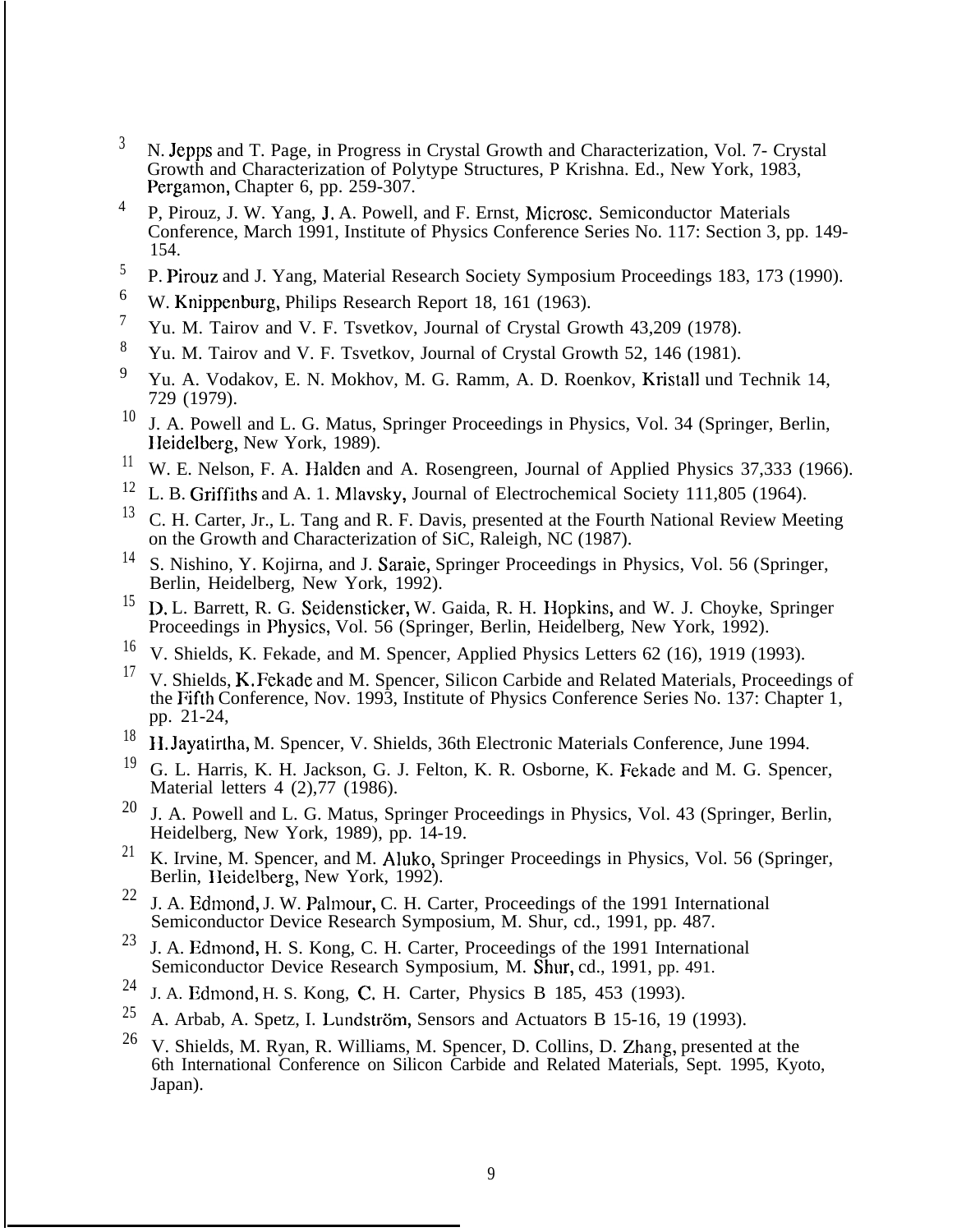3. N. Jepps and T. Page, in Progress in Crystal Growth and Characterization, Vol. 7- Crystal Growth and Characterization of Polytype Structures, P Krishna. Ed., New York, 1983, Pergamon, Chapter 6, pp. 259-307.
4. P, Pirouz, J. W. Yang, J. A. Powell, and F. Ernst, Microsc. Semiconductor Materials Conference, March 1991, Institute of Physics Conference Series No. 117: Section 3, pp. 149-154.
5. P. Pirouz and J. Yang, Material Research Society Symposium Proceedings 183, 173 (1990).
6. W. Knippenburg, Philips Research Report 18, 161 (1963).
7. Yu. M. Tairov and V. F. Tsvetkov, Journal of Crystal Growth 43,209 (1978).
8. Yu. M. Tairov and V. F. Tsvetkov, Journal of Crystal Growth 52, 146 (1981).
9. Yu. A. Vodakov, E. N. Mokhov, M. G. Ramm, A. D. Roenkov, Kristall und Technik 14, 729 (1979).
10. J. A. Powell and L. G. Matus, Springer Proceedings in Physics, Vol. 34 (Springer, Berlin, Heidelberg, New York, 1989).
11. W. E. Nelson, F. A. Halden and A. Rosengreen, Journal of Applied Physics 37,333 (1966).
12. L. B. Griffiths and A. 1. Mlavsky, Journal of Electrochemical Society 111,805 (1964).
13. C. H. Carter, Jr., L. Tang and R. F. Davis, presented at the Fourth National Review Meeting on the Growth and Characterization of SiC, Raleigh, NC (1987).
14. S. Nishino, Y. Kojirna, and J. Saraie, Springer Proceedings in Physics, Vol. 56 (Springer, Berlin, Heidelberg, New York, 1992).
15. D. L. Barrett, R. G. Seidensticker, W. Gaida, R. H. Hopkins, and W. J. Choyke, Springer Proceedings in Physics, Vol. 56 (Springer, Berlin, Heidelberg, New York, 1992).
16. V. Shields, K. Fekade, and M. Spencer, Applied Physics Letters 62 (16), 1919 (1993).
17. V. Shields, K. Fekade and M. Spencer, Silicon Carbide and Related Materials, Proceedings of the Fifth Conference, Nov. 1993, Institute of Physics Conference Series No. 137: Chapter 1, pp. 21-24,
18. H. Jayatirtha, M. Spencer, V. Shields, 36th Electronic Materials Conference, June 1994.
19. G. L. Harris, K. H. Jackson, G. J. Felton, K. R. Osborne, K. Fekade and M. G. Spencer, Material letters 4 (2),77 (1986).
20. J. A. Powell and L. G. Matus, Springer Proceedings in Physics, Vol. 43 (Springer, Berlin, Heidelberg, New York, 1989), pp. 14-19.
21. K. Irvine, M. Spencer, and M. Aluko, Springer Proceedings in Physics, Vol. 56 (Springer, Berlin, Heidelberg, New York, 1992).
22. J. A. Edmond, J. W. Palmour, C. H. Carter, Proceedings of the 1991 International Semiconductor Device Research Symposium, M. Shur, cd., 1991, pp. 487.
23. J. A. Edmond, H. S. Kong, C. H. Carter, Proceedings of the 1991 International Semiconductor Device Research Symposium, M. Shur, cd., 1991, pp. 491.
24. J. A. Edmond, H. S. Kong, C. H. Carter, Physics B 185, 453 (1993).
25. A. Arbab, A. Spetz, I. Lundström, Sensors and Actuators B 15-16, 19 (1993).
26. V. Shields, M. Ryan, R. Williams, M. Spencer, D. Collins, D. Zhang, presented at the 6th International Conference on Silicon Carbide and Related Materials, Sept. 1995, Kyoto, Japan).